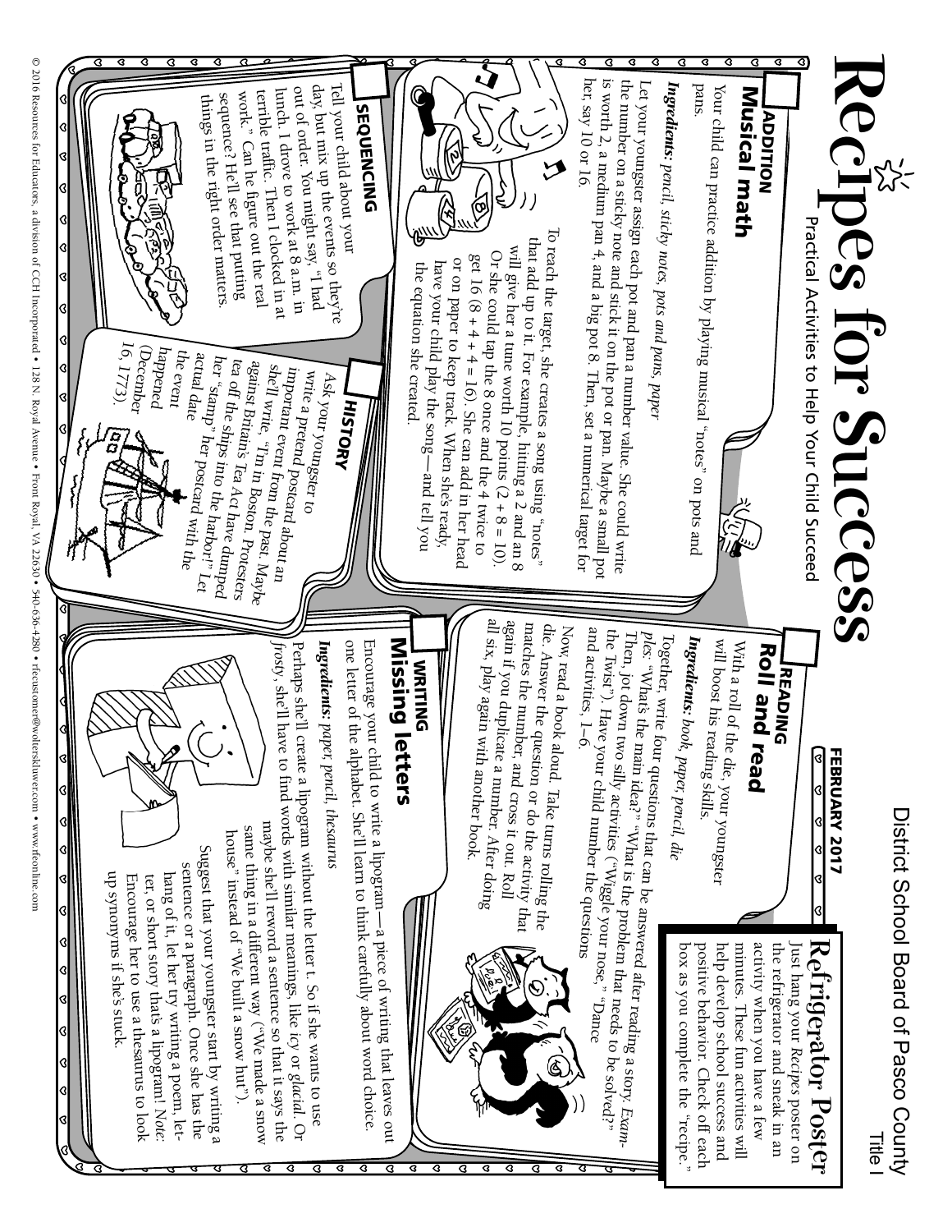District School Board of Pasco County

Title I

# Recipes for Success

Practical Activities to Help Your Child Succeed

FEBRUARY 2017

## Refrigerator Poster

Just hang your *Recipes* poster on the refrigerator and sneak in an activity when you have a few minutes. These fun activities will help develop school success and positive behavior. Check off each box as you complete the "recipe."

### ADDITION
## Musical math

Your child can practice addition by playing musical "notes" on pots and pans.

***Ingredients:*** *pencil, sticky notes, pots and pans, paper*

Let your youngster assign each pot and pan a number value. She could write the number on a sticky note and stick it on the pot or pan. Maybe a small pot is worth 2, a medium pan 4, and a big pot 8. Then, set a numerical target for her, say 10 or 16.

To reach the target, she creates a song using "notes" that add up to it. For example, hitting a 2 and an 8 will give her a tune worth 10 points (2 + 8 = 10). Or she could tap the 8 once and the 4 twice to get 16 (8 + 4 + 4 = 16). She can add in her head or on paper to keep track. When she's ready, have your child play the song—and tell you the equation she created.

### SEQUENCING

Tell your child about your day, but mix up the events so they're out of order. You might say, "I had lunch. I drove to work at 8 a.m. in terrible traffic. Then I clocked in at work." Can he figure out the real sequence? He'll see that putting things in the right order matters.

### HISTORY

Ask your youngster to write a pretend postcard about an important event from the past. Maybe she'll write, "I'm in Boston. Protesters against Britain's Tea Act have dumped tea off the ships into the harbor!" Let her "stamp" her postcard with the actual date the event happened (December 16, 1773).

### READING
## Roll and read

With a roll of the die, your youngster will boost his reading skills.

***Ingredients:*** *book, paper, pencil, die*

Together, write four questions that can be answered after reading a story. *Examples:* "What's the main idea?" "What is the problem that needs to be solved?" Then, jot down two silly activities ("Wiggle your nose," "Dance the Twist"). Have your child number the questions and activities, 1–6.

Now, read a book aloud. Take turns rolling the die. Answer the question or do the activity that matches the number, and cross it out. Roll again if you duplicate a number. After doing all six, play again with another book.

### WRITING
## Missing letters

Encourage your child to write a lipogram—a piece of writing that leaves out one letter of the alphabet. She'll learn to think carefully about word choice.

***Ingredients:*** *paper, pencil, thesaurus*

Perhaps she'll create a lipogram without the letter *t*. So if she wants to use *frosty*, she'll have to find words with similar meanings, like *icy* or *glacial*. Or maybe she'll reword a sentence so that it says the same thing in a different way ("We made a snow house" instead of "We built a snow hut").

Suggest that your youngster start by writing a sentence or a paragraph. Once she has the hang of it, let her try writing a poem, letter, or short story that's a lipogram! *Note:* Encourage her to use a thesaurus to look up synonyms if she's stuck.

© 2016 Resources for Educators, a division of CCH Incorporated • 128 N. Royal Avenue • Front Royal, VA 22630 • 540-636-4280 • rfecustomer@wolterskluwer.com • www.rfeonline.com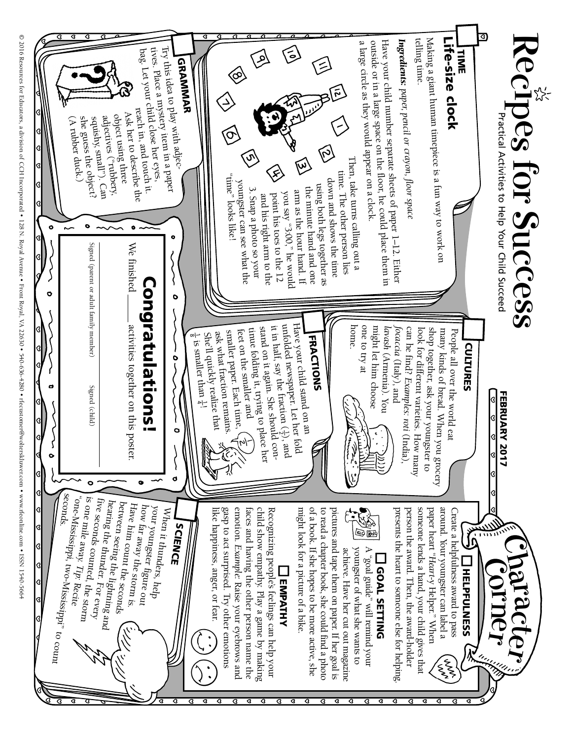# Recipes for Success

Practical Activities to Help Your Child Succeed

FEBRUARY 2017

## TIME

### Life-size clock

Making a giant human timepiece is a fun way to work on telling time.

***Ingredients:*** *paper, pencil or crayon, floor space*

Have your child number separate sheets of paper 1–12. Either outside or in a large space on the floor, he could place them in a large circle as they would appear on a clock.

Then, take turns calling out a time. The other person lies down and shows the time using both legs together as the minute hand and one arm as the hour hand. If you say "3:00," he would point his toes to the 12 and his right arm to the 3. Snap a photo so your youngster can see what the "time" looks like!

## GRAMMAR

Try this idea to play with adjectives. Place a mystery item in a paper bag. Let your child close her eyes, reach in, and touch it. Ask her to describe the object using three adjectives ("rubbery, squishy, small"). Can she guess the object? (A rubber duck.)

## CULTURES

People all over the world eat many kinds of bread. When you grocery shop together, ask your youngster to look for different varieties. How many can he find? *Examples: roti* (India), *focaccia* (Italy), and *lavash* (Armenia). You might let him choose one to try at home.

## FRACTIONS

Have your child stand on an unfolded newspaper. Let her fold it in half, say the fraction ($\frac{1}{2}$), and stand on it again. She should continue folding it, trying to place her feet on the smaller and smaller paper. Each time, ask what fraction remains. She'll quickly realize that $\frac{1}{8}$ is smaller than $\frac{1}{4}$!

## Congratulations!

We finished \_\_\_\_\_ activities together on this poster.

Signed (parent or adult family member) \_\_\_\_\_\_\_\_\_\_ Signed (child) \_\_\_\_\_\_\_\_\_\_

## SCIENCE

When it thunders, help your youngster figure out how far away the storm is. Have him count the seconds between seeing the lightning and hearing the thunder. For every five seconds counted, the storm is one mile away. *Tip:* Recite "one-Mississippi, two-Mississippi" to count seconds.

# Character Corner

## ☐ HELPFULNESS

Create a helpfulness award to pass around. Your youngster can label a paper heart "*Hearty* Helper." When someone lends a hand, your child gives that person the award. Then, the award-holder presents the heart to someone else for helping.

## ☐ GOAL SETTING

A "goal guide" will remind your youngster of what she wants to achieve. Have her cut out magazine pictures and tape them on paper. If her goal is to read a chapter book, she could find a photo of a book. If she hopes to be more active, she might look for a picture of a bike.

## ☐ EMPATHY

Recognizing people's feelings can help your child show empathy. Play a game by making faces and having the other person name the emotion. *Example:* Raise your eyebrows and gasp to act surprised. Try other emotions like happiness, anger, or fear.

© 2016 Resources for Educators, a division of CCH Incorporated • 128 N. Royal Avenue • Front Royal, VA 22630 • 540-636-4280 • rfecustomer@wolterskluwer.com • www.rfeonline.com • ISSN 1540-5664